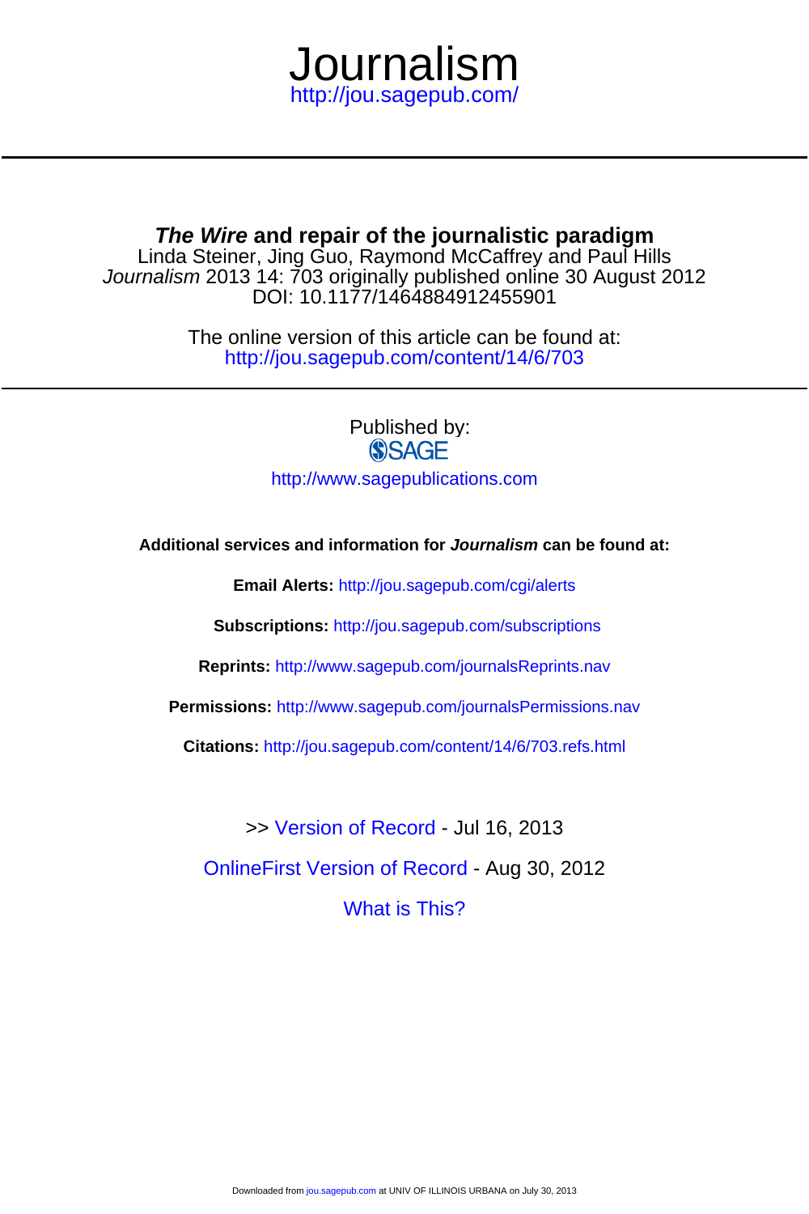# Journalism

http://jou.sagepub.com/

---

## *The Wire* and repair of the journalistic paradigm

Linda Steiner, Jing Guo, Raymond McCaffrey and Paul Hills

*Journalism* 2013 14: 703 originally published online 30 August 2012

DOI: 10.1177/1464884912455901

The online version of this article can be found at:

http://jou.sagepub.com/content/14/6/703

---

Published by:

SAGE

http://www.sagepublications.com

**Additional services and information for *Journalism* can be found at:**

**Email Alerts:** http://jou.sagepub.com/cgi/alerts

**Subscriptions:** http://jou.sagepub.com/subscriptions

**Reprints:** http://www.sagepub.com/journalsReprints.nav

**Permissions:** http://www.sagepub.com/journalsPermissions.nav

**Citations:** http://jou.sagepub.com/content/14/6/703.refs.html

>> Version of Record - Jul 16, 2013

OnlineFirst Version of Record - Aug 30, 2012

What is This?

Downloaded from jou.sagepub.com at UNIV OF ILLINOIS URBANA on July 30, 2013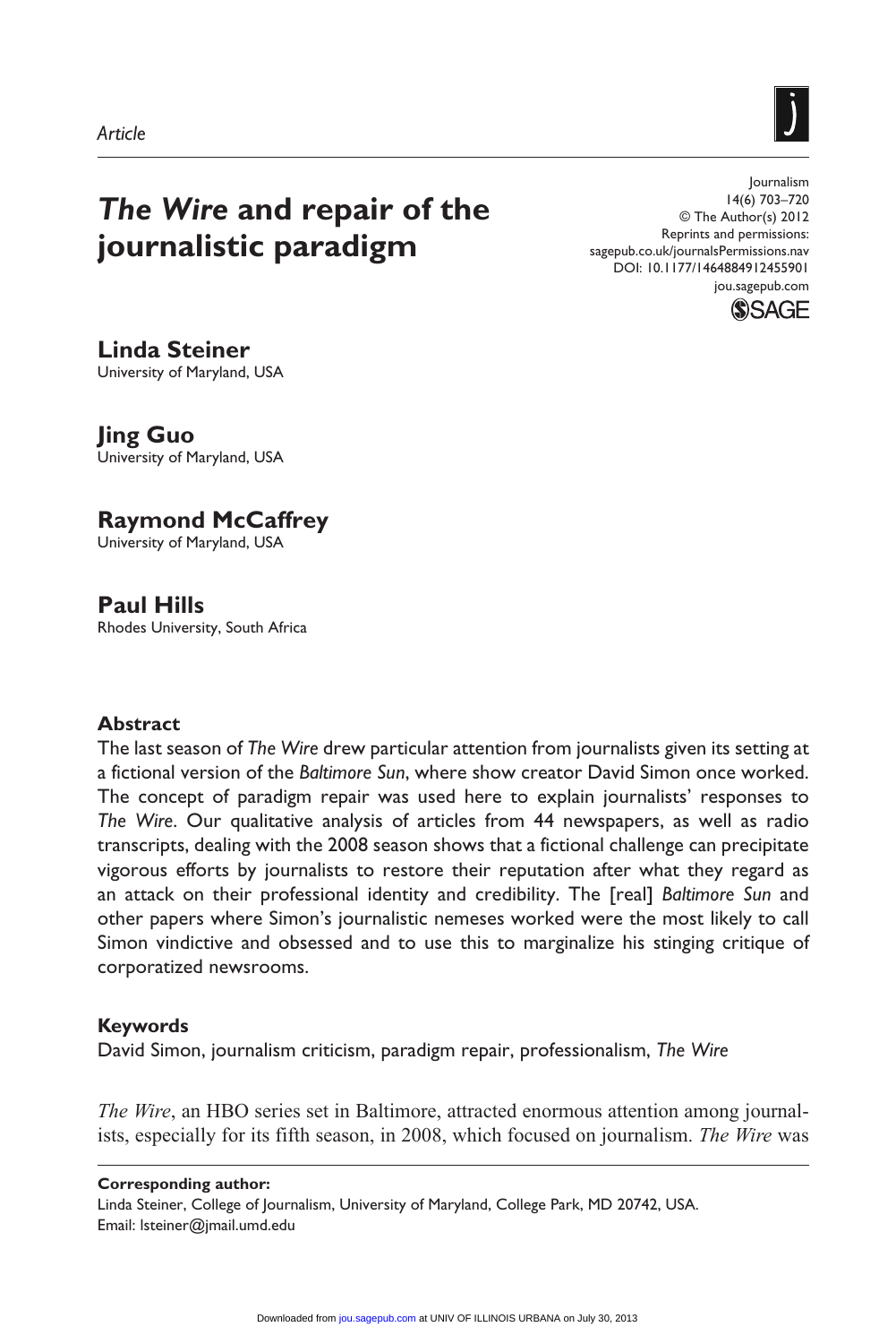Article

# *The Wire* and repair of the journalistic paradigm

Journalism
14(6) 703–720
© The Author(s) 2012
Reprints and permissions:
sagepub.co.uk/journalsPermissions.nav
DOI: 10.1177/1464884912455901
jou.sagepub.com

**Linda Steiner**
University of Maryland, USA

**Jing Guo**
University of Maryland, USA

**Raymond McCaffrey**
University of Maryland, USA

**Paul Hills**
Rhodes University, South Africa

## Abstract

The last season of *The Wire* drew particular attention from journalists given its setting at a fictional version of the *Baltimore Sun*, where show creator David Simon once worked. The concept of paradigm repair was used here to explain journalists' responses to *The Wire*. Our qualitative analysis of articles from 44 newspapers, as well as radio transcripts, dealing with the 2008 season shows that a fictional challenge can precipitate vigorous efforts by journalists to restore their reputation after what they regard as an attack on their professional identity and credibility. The [real] *Baltimore Sun* and other papers where Simon's journalistic nemeses worked were the most likely to call Simon vindictive and obsessed and to use this to marginalize his stinging critique of corporatized newsrooms.

## Keywords

David Simon, journalism criticism, paradigm repair, professionalism, *The Wire*

*The Wire*, an HBO series set in Baltimore, attracted enormous attention among journalists, especially for its fifth season, in 2008, which focused on journalism. *The Wire* was

**Corresponding author:**
Linda Steiner, College of Journalism, University of Maryland, College Park, MD 20742, USA.
Email: lsteiner@jmail.umd.edu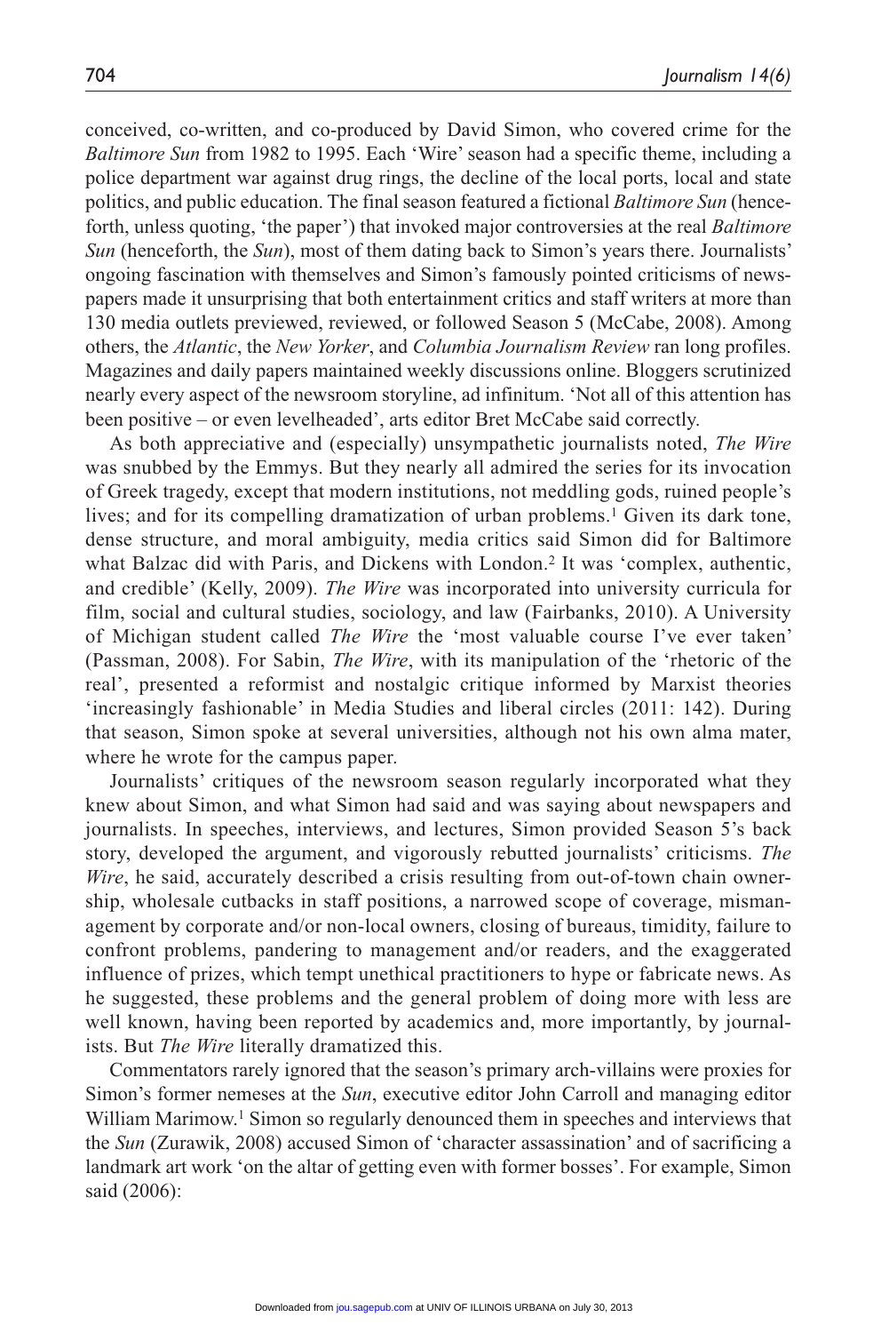conceived, co-written, and co-produced by David Simon, who covered crime for the *Baltimore Sun* from 1982 to 1995. Each 'Wire' season had a specific theme, including a police department war against drug rings, the decline of the local ports, local and state politics, and public education. The final season featured a fictional *Baltimore Sun* (henceforth, unless quoting, 'the paper') that invoked major controversies at the real *Baltimore Sun* (henceforth, the *Sun*), most of them dating back to Simon's years there. Journalists' ongoing fascination with themselves and Simon's famously pointed criticisms of newspapers made it unsurprising that both entertainment critics and staff writers at more than 130 media outlets previewed, reviewed, or followed Season 5 (McCabe, 2008). Among others, the *Atlantic*, the *New Yorker*, and *Columbia Journalism Review* ran long profiles. Magazines and daily papers maintained weekly discussions online. Bloggers scrutinized nearly every aspect of the newsroom storyline, ad infinitum. 'Not all of this attention has been positive – or even levelheaded', arts editor Bret McCabe said correctly.

As both appreciative and (especially) unsympathetic journalists noted, *The Wire* was snubbed by the Emmys. But they nearly all admired the series for its invocation of Greek tragedy, except that modern institutions, not meddling gods, ruined people's lives; and for its compelling dramatization of urban problems.[1] Given its dark tone, dense structure, and moral ambiguity, media critics said Simon did for Baltimore what Balzac did with Paris, and Dickens with London.[2] It was 'complex, authentic, and credible' (Kelly, 2009). *The Wire* was incorporated into university curricula for film, social and cultural studies, sociology, and law (Fairbanks, 2010). A University of Michigan student called *The Wire* the 'most valuable course I've ever taken' (Passman, 2008). For Sabin, *The Wire*, with its manipulation of the 'rhetoric of the real', presented a reformist and nostalgic critique informed by Marxist theories 'increasingly fashionable' in Media Studies and liberal circles (2011: 142). During that season, Simon spoke at several universities, although not his own alma mater, where he wrote for the campus paper.

Journalists' critiques of the newsroom season regularly incorporated what they knew about Simon, and what Simon had said and was saying about newspapers and journalists. In speeches, interviews, and lectures, Simon provided Season 5's back story, developed the argument, and vigorously rebutted journalists' criticisms. *The Wire*, he said, accurately described a crisis resulting from out-of-town chain ownership, wholesale cutbacks in staff positions, a narrowed scope of coverage, mismanagement by corporate and/or non-local owners, closing of bureaus, timidity, failure to confront problems, pandering to management and/or readers, and the exaggerated influence of prizes, which tempt unethical practitioners to hype or fabricate news. As he suggested, these problems and the general problem of doing more with less are well known, having been reported by academics and, more importantly, by journalists. But *The Wire* literally dramatized this.

Commentators rarely ignored that the season's primary arch-villains were proxies for Simon's former nemeses at the *Sun*, executive editor John Carroll and managing editor William Marimow.[1] Simon so regularly denounced them in speeches and interviews that the *Sun* (Zurawik, 2008) accused Simon of 'character assassination' and of sacrificing a landmark art work 'on the altar of getting even with former bosses'. For example, Simon said (2006):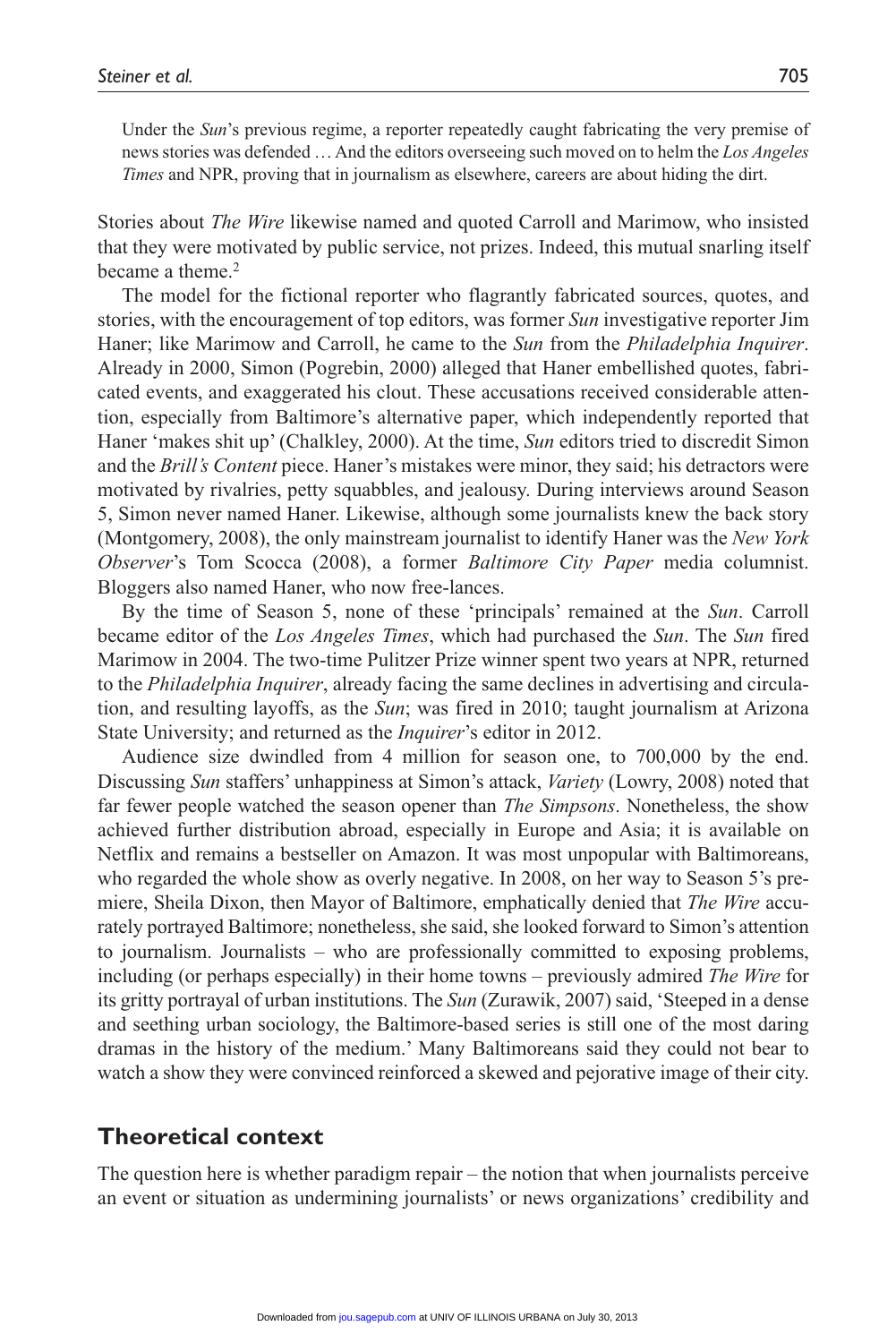> Under the *Sun*'s previous regime, a reporter repeatedly caught fabricating the very premise of news stories was defended … And the editors overseeing such moved on to helm the *Los Angeles Times* and NPR, proving that in journalism as elsewhere, careers are about hiding the dirt.

Stories about *The Wire* likewise named and quoted Carroll and Marimow, who insisted that they were motivated by public service, not prizes. Indeed, this mutual snarling itself became a theme.[2]

The model for the fictional reporter who flagrantly fabricated sources, quotes, and stories, with the encouragement of top editors, was former *Sun* investigative reporter Jim Haner; like Marimow and Carroll, he came to the *Sun* from the *Philadelphia Inquirer*. Already in 2000, Simon (Pogrebin, 2000) alleged that Haner embellished quotes, fabricated events, and exaggerated his clout. These accusations received considerable attention, especially from Baltimore's alternative paper, which independently reported that Haner 'makes shit up' (Chalkley, 2000). At the time, *Sun* editors tried to discredit Simon and the *Brill's Content* piece. Haner's mistakes were minor, they said; his detractors were motivated by rivalries, petty squabbles, and jealousy. During interviews around Season 5, Simon never named Haner. Likewise, although some journalists knew the back story (Montgomery, 2008), the only mainstream journalist to identify Haner was the *New York Observer*'s Tom Scocca (2008), a former *Baltimore City Paper* media columnist. Bloggers also named Haner, who now free-lances.

By the time of Season 5, none of these 'principals' remained at the *Sun*. Carroll became editor of the *Los Angeles Times*, which had purchased the *Sun*. The *Sun* fired Marimow in 2004. The two-time Pulitzer Prize winner spent two years at NPR, returned to the *Philadelphia Inquirer*, already facing the same declines in advertising and circulation, and resulting layoffs, as the *Sun*; was fired in 2010; taught journalism at Arizona State University; and returned as the *Inquirer*'s editor in 2012.

Audience size dwindled from 4 million for season one, to 700,000 by the end. Discussing *Sun* staffers' unhappiness at Simon's attack, *Variety* (Lowry, 2008) noted that far fewer people watched the season opener than *The Simpsons*. Nonetheless, the show achieved further distribution abroad, especially in Europe and Asia; it is available on Netflix and remains a bestseller on Amazon. It was most unpopular with Baltimoreans, who regarded the whole show as overly negative. In 2008, on her way to Season 5's premiere, Sheila Dixon, then Mayor of Baltimore, emphatically denied that *The Wire* accurately portrayed Baltimore; nonetheless, she said, she looked forward to Simon's attention to journalism. Journalists – who are professionally committed to exposing problems, including (or perhaps especially) in their home towns – previously admired *The Wire* for its gritty portrayal of urban institutions. The *Sun* (Zurawik, 2007) said, 'Steeped in a dense and seething urban sociology, the Baltimore-based series is still one of the most daring dramas in the history of the medium.' Many Baltimoreans said they could not bear to watch a show they were convinced reinforced a skewed and pejorative image of their city.

## Theoretical context

The question here is whether paradigm repair – the notion that when journalists perceive an event or situation as undermining journalists' or news organizations' credibility and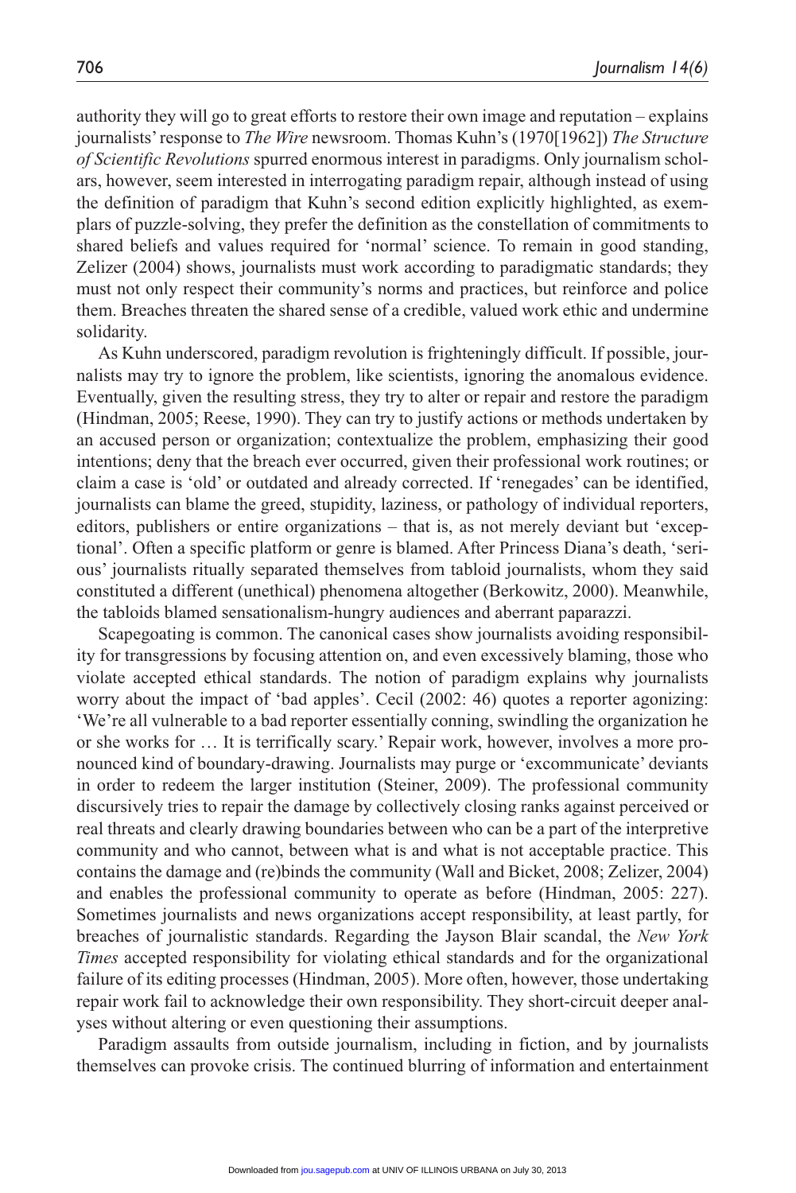authority they will go to great efforts to restore their own image and reputation – explains journalists' response to *The Wire* newsroom. Thomas Kuhn's (1970[1962]) *The Structure of Scientific Revolutions* spurred enormous interest in paradigms. Only journalism scholars, however, seem interested in interrogating paradigm repair, although instead of using the definition of paradigm that Kuhn's second edition explicitly highlighted, as exemplars of puzzle-solving, they prefer the definition as the constellation of commitments to shared beliefs and values required for 'normal' science. To remain in good standing, Zelizer (2004) shows, journalists must work according to paradigmatic standards; they must not only respect their community's norms and practices, but reinforce and police them. Breaches threaten the shared sense of a credible, valued work ethic and undermine solidarity.

As Kuhn underscored, paradigm revolution is frighteningly difficult. If possible, journalists may try to ignore the problem, like scientists, ignoring the anomalous evidence. Eventually, given the resulting stress, they try to alter or repair and restore the paradigm (Hindman, 2005; Reese, 1990). They can try to justify actions or methods undertaken by an accused person or organization; contextualize the problem, emphasizing their good intentions; deny that the breach ever occurred, given their professional work routines; or claim a case is 'old' or outdated and already corrected. If 'renegades' can be identified, journalists can blame the greed, stupidity, laziness, or pathology of individual reporters, editors, publishers or entire organizations – that is, as not merely deviant but 'exceptional'. Often a specific platform or genre is blamed. After Princess Diana's death, 'serious' journalists ritually separated themselves from tabloid journalists, whom they said constituted a different (unethical) phenomena altogether (Berkowitz, 2000). Meanwhile, the tabloids blamed sensationalism-hungry audiences and aberrant paparazzi.

Scapegoating is common. The canonical cases show journalists avoiding responsibility for transgressions by focusing attention on, and even excessively blaming, those who violate accepted ethical standards. The notion of paradigm explains why journalists worry about the impact of 'bad apples'. Cecil (2002: 46) quotes a reporter agonizing: 'We're all vulnerable to a bad reporter essentially conning, swindling the organization he or she works for … It is terrifically scary.' Repair work, however, involves a more pronounced kind of boundary-drawing. Journalists may purge or 'excommunicate' deviants in order to redeem the larger institution (Steiner, 2009). The professional community discursively tries to repair the damage by collectively closing ranks against perceived or real threats and clearly drawing boundaries between who can be a part of the interpretive community and who cannot, between what is and what is not acceptable practice. This contains the damage and (re)binds the community (Wall and Bicket, 2008; Zelizer, 2004) and enables the professional community to operate as before (Hindman, 2005: 227). Sometimes journalists and news organizations accept responsibility, at least partly, for breaches of journalistic standards. Regarding the Jayson Blair scandal, the *New York Times* accepted responsibility for violating ethical standards and for the organizational failure of its editing processes (Hindman, 2005). More often, however, those undertaking repair work fail to acknowledge their own responsibility. They short-circuit deeper analyses without altering or even questioning their assumptions.

Paradigm assaults from outside journalism, including in fiction, and by journalists themselves can provoke crisis. The continued blurring of information and entertainment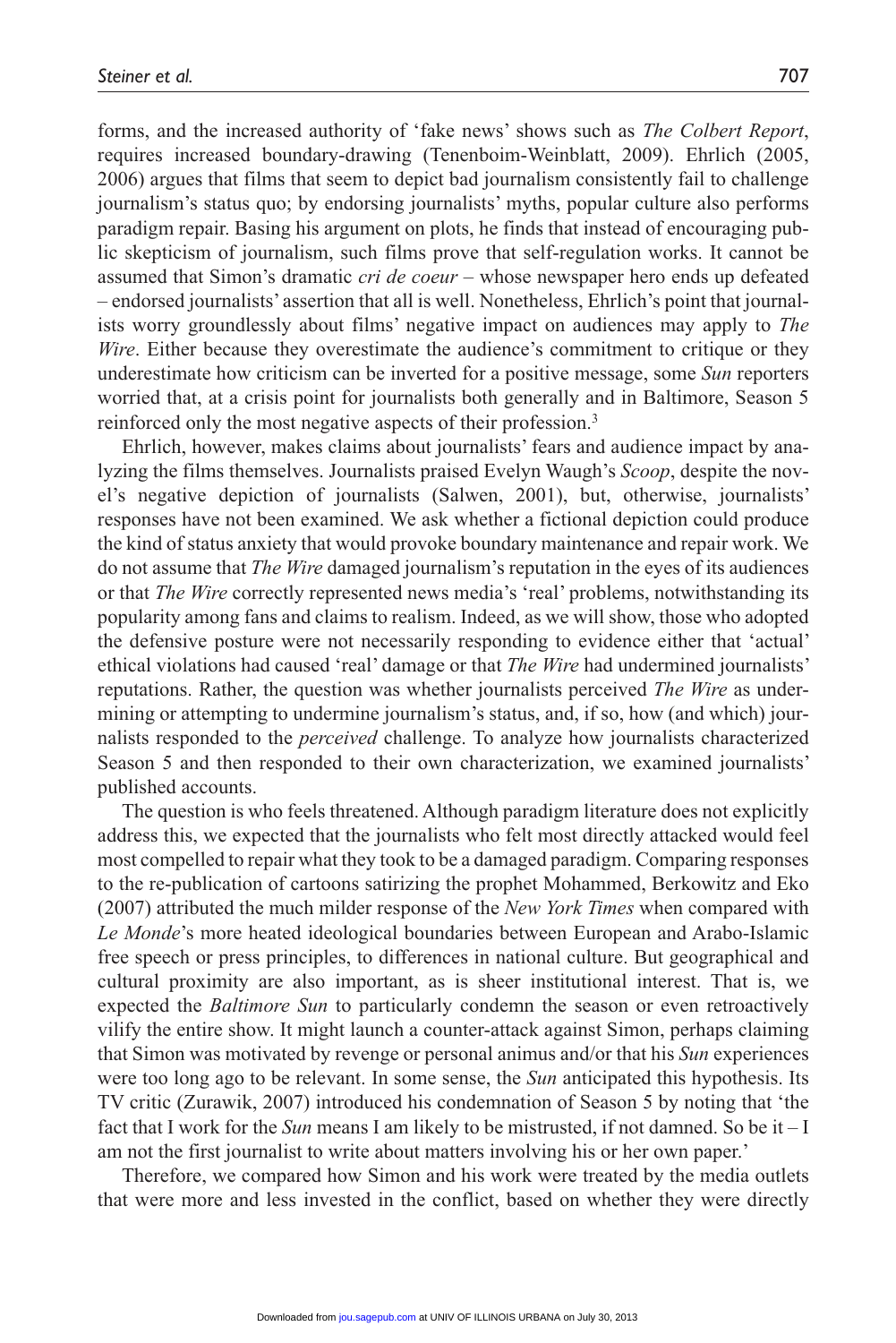forms, and the increased authority of 'fake news' shows such as *The Colbert Report*, requires increased boundary-drawing (Tenenboim-Weinblatt, 2009). Ehrlich (2005, 2006) argues that films that seem to depict bad journalism consistently fail to challenge journalism's status quo; by endorsing journalists' myths, popular culture also performs paradigm repair. Basing his argument on plots, he finds that instead of encouraging public skepticism of journalism, such films prove that self-regulation works. It cannot be assumed that Simon's dramatic *cri de coeur* – whose newspaper hero ends up defeated – endorsed journalists' assertion that all is well. Nonetheless, Ehrlich's point that journalists worry groundlessly about films' negative impact on audiences may apply to *The Wire*. Either because they overestimate the audience's commitment to critique or they underestimate how criticism can be inverted for a positive message, some *Sun* reporters worried that, at a crisis point for journalists both generally and in Baltimore, Season 5 reinforced only the most negative aspects of their profession.[3]

Ehrlich, however, makes claims about journalists' fears and audience impact by analyzing the films themselves. Journalists praised Evelyn Waugh's *Scoop*, despite the novel's negative depiction of journalists (Salwen, 2001), but, otherwise, journalists' responses have not been examined. We ask whether a fictional depiction could produce the kind of status anxiety that would provoke boundary maintenance and repair work. We do not assume that *The Wire* damaged journalism's reputation in the eyes of its audiences or that *The Wire* correctly represented news media's 'real' problems, notwithstanding its popularity among fans and claims to realism. Indeed, as we will show, those who adopted the defensive posture were not necessarily responding to evidence either that 'actual' ethical violations had caused 'real' damage or that *The Wire* had undermined journalists' reputations. Rather, the question was whether journalists perceived *The Wire* as undermining or attempting to undermine journalism's status, and, if so, how (and which) journalists responded to the *perceived* challenge. To analyze how journalists characterized Season 5 and then responded to their own characterization, we examined journalists' published accounts.

The question is who feels threatened. Although paradigm literature does not explicitly address this, we expected that the journalists who felt most directly attacked would feel most compelled to repair what they took to be a damaged paradigm. Comparing responses to the re-publication of cartoons satirizing the prophet Mohammed, Berkowitz and Eko (2007) attributed the much milder response of the *New York Times* when compared with *Le Monde*'s more heated ideological boundaries between European and Arabo-Islamic free speech or press principles, to differences in national culture. But geographical and cultural proximity are also important, as is sheer institutional interest. That is, we expected the *Baltimore Sun* to particularly condemn the season or even retroactively vilify the entire show. It might launch a counter-attack against Simon, perhaps claiming that Simon was motivated by revenge or personal animus and/or that his *Sun* experiences were too long ago to be relevant. In some sense, the *Sun* anticipated this hypothesis. Its TV critic (Zurawik, 2007) introduced his condemnation of Season 5 by noting that 'the fact that I work for the *Sun* means I am likely to be mistrusted, if not damned. So be it – I am not the first journalist to write about matters involving his or her own paper.'

Therefore, we compared how Simon and his work were treated by the media outlets that were more and less invested in the conflict, based on whether they were directly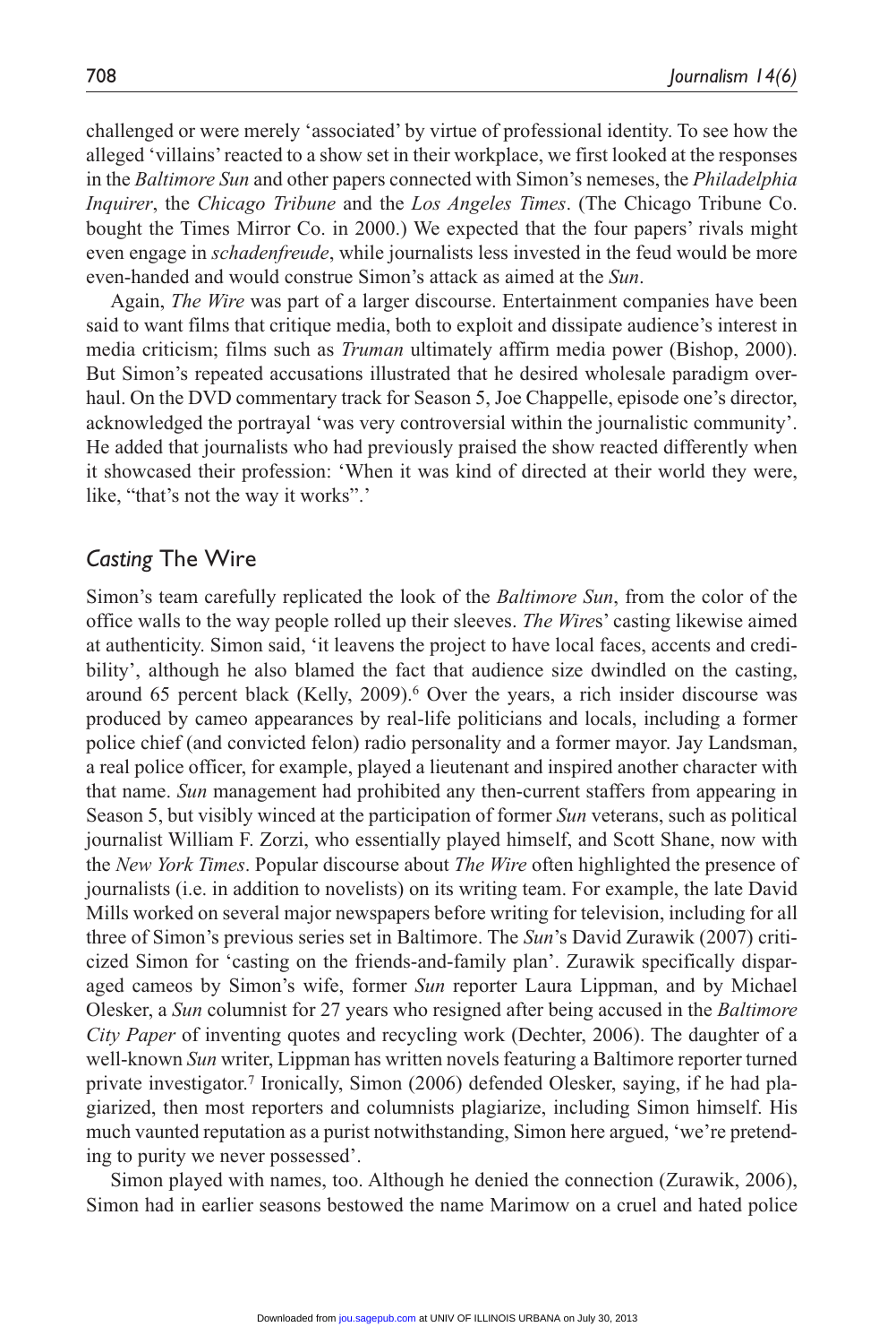challenged or were merely 'associated' by virtue of professional identity. To see how the alleged 'villains' reacted to a show set in their workplace, we first looked at the responses in the *Baltimore Sun* and other papers connected with Simon's nemeses, the *Philadelphia Inquirer*, the *Chicago Tribune* and the *Los Angeles Times*. (The Chicago Tribune Co. bought the Times Mirror Co. in 2000.) We expected that the four papers' rivals might even engage in *schadenfreude*, while journalists less invested in the feud would be more even-handed and would construe Simon's attack as aimed at the *Sun*.

Again, *The Wire* was part of a larger discourse. Entertainment companies have been said to want films that critique media, both to exploit and dissipate audience's interest in media criticism; films such as *Truman* ultimately affirm media power (Bishop, 2000). But Simon's repeated accusations illustrated that he desired wholesale paradigm overhaul. On the DVD commentary track for Season 5, Joe Chappelle, episode one's director, acknowledged the portrayal 'was very controversial within the journalistic community'. He added that journalists who had previously praised the show reacted differently when it showcased their profession: 'When it was kind of directed at their world they were, like, "that's not the way it works".'

## *Casting* The Wire

Simon's team carefully replicated the look of the *Baltimore Sun*, from the color of the office walls to the way people rolled up their sleeves. *The Wire*s' casting likewise aimed at authenticity. Simon said, 'it leavens the project to have local faces, accents and credibility', although he also blamed the fact that audience size dwindled on the casting, around 65 percent black (Kelly, 2009).[6] Over the years, a rich insider discourse was produced by cameo appearances by real-life politicians and locals, including a former police chief (and convicted felon) radio personality and a former mayor. Jay Landsman, a real police officer, for example, played a lieutenant and inspired another character with that name. *Sun* management had prohibited any then-current staffers from appearing in Season 5, but visibly winced at the participation of former *Sun* veterans, such as political journalist William F. Zorzi, who essentially played himself, and Scott Shane, now with the *New York Times*. Popular discourse about *The Wire* often highlighted the presence of journalists (i.e. in addition to novelists) on its writing team. For example, the late David Mills worked on several major newspapers before writing for television, including for all three of Simon's previous series set in Baltimore. The *Sun*'s David Zurawik (2007) criticized Simon for 'casting on the friends-and-family plan'. Zurawik specifically disparaged cameos by Simon's wife, former *Sun* reporter Laura Lippman, and by Michael Olesker, a *Sun* columnist for 27 years who resigned after being accused in the *Baltimore City Paper* of inventing quotes and recycling work (Dechter, 2006). The daughter of a well-known *Sun* writer, Lippman has written novels featuring a Baltimore reporter turned private investigator.[7] Ironically, Simon (2006) defended Olesker, saying, if he had plagiarized, then most reporters and columnists plagiarize, including Simon himself. His much vaunted reputation as a purist notwithstanding, Simon here argued, 'we're pretending to purity we never possessed'.

Simon played with names, too. Although he denied the connection (Zurawik, 2006), Simon had in earlier seasons bestowed the name Marimow on a cruel and hated police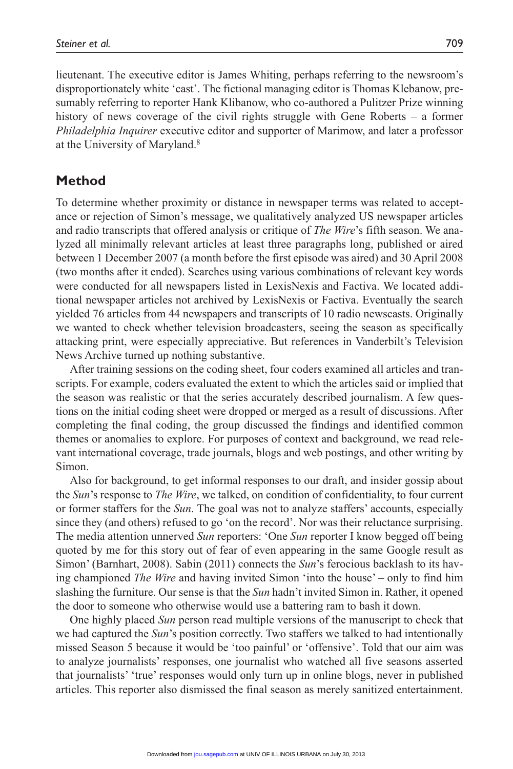lieutenant. The executive editor is James Whiting, perhaps referring to the newsroom's disproportionately white 'cast'. The fictional managing editor is Thomas Klebanow, presumably referring to reporter Hank Klibanow, who co-authored a Pulitzer Prize winning history of news coverage of the civil rights struggle with Gene Roberts – a former *Philadelphia Inquirer* executive editor and supporter of Marimow, and later a professor at the University of Maryland.[8]

## Method

To determine whether proximity or distance in newspaper terms was related to acceptance or rejection of Simon's message, we qualitatively analyzed US newspaper articles and radio transcripts that offered analysis or critique of *The Wire*'s fifth season. We analyzed all minimally relevant articles at least three paragraphs long, published or aired between 1 December 2007 (a month before the first episode was aired) and 30 April 2008 (two months after it ended). Searches using various combinations of relevant key words were conducted for all newspapers listed in LexisNexis and Factiva. We located additional newspaper articles not archived by LexisNexis or Factiva. Eventually the search yielded 76 articles from 44 newspapers and transcripts of 10 radio newscasts. Originally we wanted to check whether television broadcasters, seeing the season as specifically attacking print, were especially appreciative. But references in Vanderbilt's Television News Archive turned up nothing substantive.

After training sessions on the coding sheet, four coders examined all articles and transcripts. For example, coders evaluated the extent to which the articles said or implied that the season was realistic or that the series accurately described journalism. A few questions on the initial coding sheet were dropped or merged as a result of discussions. After completing the final coding, the group discussed the findings and identified common themes or anomalies to explore. For purposes of context and background, we read relevant international coverage, trade journals, blogs and web postings, and other writing by Simon.

Also for background, to get informal responses to our draft, and insider gossip about the *Sun*'s response to *The Wire*, we talked, on condition of confidentiality, to four current or former staffers for the *Sun*. The goal was not to analyze staffers' accounts, especially since they (and others) refused to go 'on the record'. Nor was their reluctance surprising. The media attention unnerved *Sun* reporters: 'One *Sun* reporter I know begged off being quoted by me for this story out of fear of even appearing in the same Google result as Simon' (Barnhart, 2008). Sabin (2011) connects the *Sun*'s ferocious backlash to its having championed *The Wire* and having invited Simon 'into the house' – only to find him slashing the furniture. Our sense is that the *Sun* hadn't invited Simon in. Rather, it opened the door to someone who otherwise would use a battering ram to bash it down.

One highly placed *Sun* person read multiple versions of the manuscript to check that we had captured the *Sun*'s position correctly. Two staffers we talked to had intentionally missed Season 5 because it would be 'too painful' or 'offensive'. Told that our aim was to analyze journalists' responses, one journalist who watched all five seasons asserted that journalists' 'true' responses would only turn up in online blogs, never in published articles. This reporter also dismissed the final season as merely sanitized entertainment.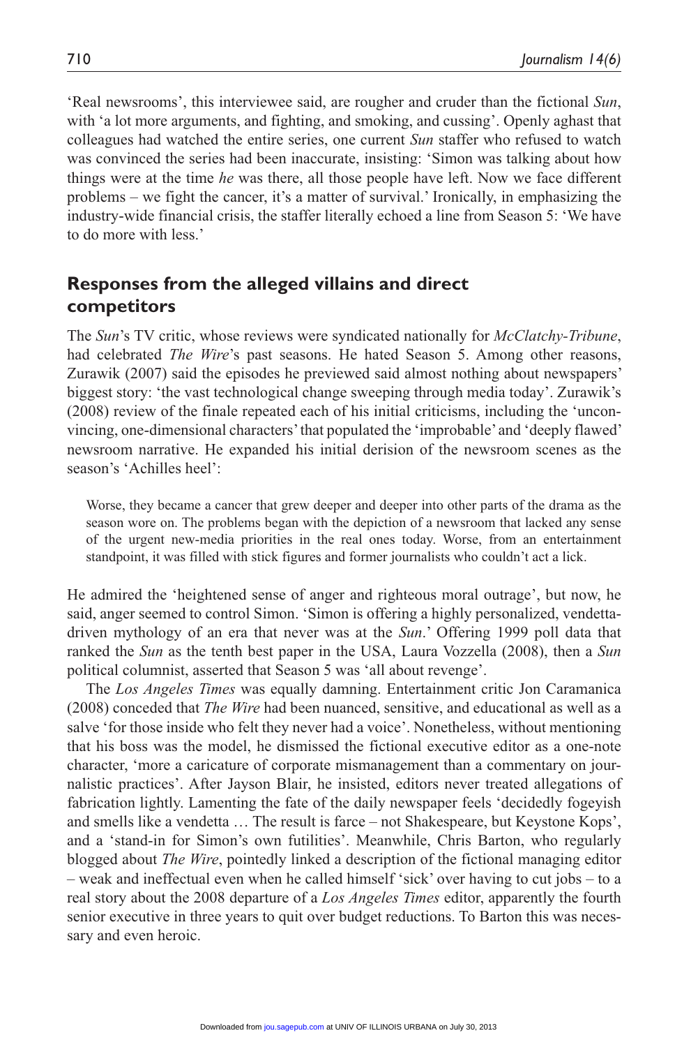'Real newsrooms', this interviewee said, are rougher and cruder than the fictional *Sun*, with 'a lot more arguments, and fighting, and smoking, and cussing'. Openly aghast that colleagues had watched the entire series, one current *Sun* staffer who refused to watch was convinced the series had been inaccurate, insisting: 'Simon was talking about how things were at the time *he* was there, all those people have left. Now we face different problems – we fight the cancer, it's a matter of survival.' Ironically, in emphasizing the industry-wide financial crisis, the staffer literally echoed a line from Season 5: 'We have to do more with less.'

## Responses from the alleged villains and direct competitors

The *Sun*'s TV critic, whose reviews were syndicated nationally for *McClatchy-Tribune*, had celebrated *The Wire*'s past seasons. He hated Season 5. Among other reasons, Zurawik (2007) said the episodes he previewed said almost nothing about newspapers' biggest story: 'the vast technological change sweeping through media today'. Zurawik's (2008) review of the finale repeated each of his initial criticisms, including the 'unconvincing, one-dimensional characters' that populated the 'improbable' and 'deeply flawed' newsroom narrative. He expanded his initial derision of the newsroom scenes as the season's 'Achilles heel':

> Worse, they became a cancer that grew deeper and deeper into other parts of the drama as the season wore on. The problems began with the depiction of a newsroom that lacked any sense of the urgent new-media priorities in the real ones today. Worse, from an entertainment standpoint, it was filled with stick figures and former journalists who couldn't act a lick.

He admired the 'heightened sense of anger and righteous moral outrage', but now, he said, anger seemed to control Simon. 'Simon is offering a highly personalized, vendetta-driven mythology of an era that never was at the *Sun*.' Offering 1999 poll data that ranked the *Sun* as the tenth best paper in the USA, Laura Vozzella (2008), then a *Sun* political columnist, asserted that Season 5 was 'all about revenge'.

The *Los Angeles Times* was equally damning. Entertainment critic Jon Caramanica (2008) conceded that *The Wire* had been nuanced, sensitive, and educational as well as a salve 'for those inside who felt they never had a voice'. Nonetheless, without mentioning that his boss was the model, he dismissed the fictional executive editor as a one-note character, 'more a caricature of corporate mismanagement than a commentary on journalistic practices'. After Jayson Blair, he insisted, editors never treated allegations of fabrication lightly. Lamenting the fate of the daily newspaper feels 'decidedly fogeyish and smells like a vendetta … The result is farce – not Shakespeare, but Keystone Kops', and a 'stand-in for Simon's own futilities'. Meanwhile, Chris Barton, who regularly blogged about *The Wire*, pointedly linked a description of the fictional managing editor – weak and ineffectual even when he called himself 'sick' over having to cut jobs – to a real story about the 2008 departure of a *Los Angeles Times* editor, apparently the fourth senior executive in three years to quit over budget reductions. To Barton this was necessary and even heroic.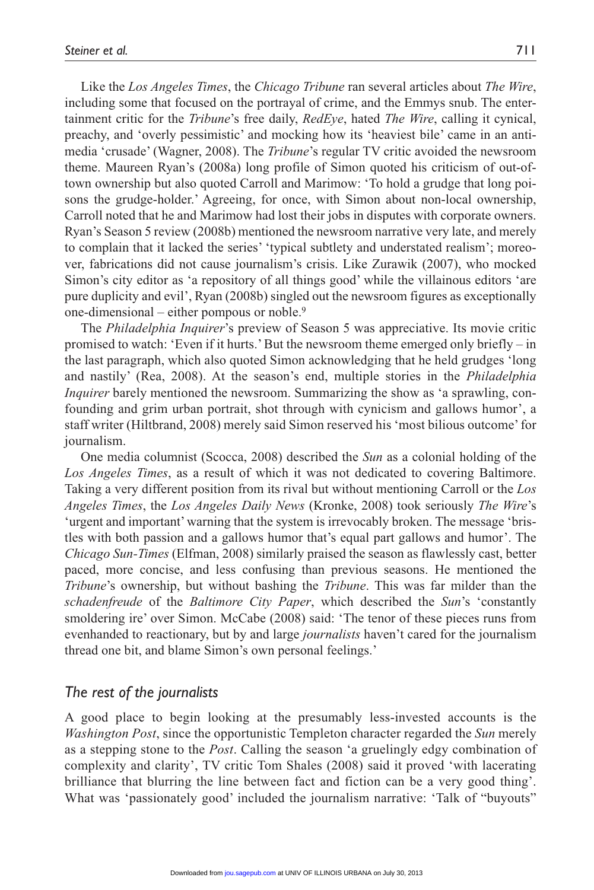Like the *Los Angeles Times*, the *Chicago Tribune* ran several articles about *The Wire*, including some that focused on the portrayal of crime, and the Emmys snub. The entertainment critic for the *Tribune*'s free daily, *RedEye*, hated *The Wire*, calling it cynical, preachy, and 'overly pessimistic' and mocking how its 'heaviest bile' came in an anti-media 'crusade' (Wagner, 2008). The *Tribune*'s regular TV critic avoided the newsroom theme. Maureen Ryan's (2008a) long profile of Simon quoted his criticism of out-of-town ownership but also quoted Carroll and Marimow: 'To hold a grudge that long poisons the grudge-holder.' Agreeing, for once, with Simon about non-local ownership, Carroll noted that he and Marimow had lost their jobs in disputes with corporate owners. Ryan's Season 5 review (2008b) mentioned the newsroom narrative very late, and merely to complain that it lacked the series' 'typical subtlety and understated realism'; moreover, fabrications did not cause journalism's crisis. Like Zurawik (2007), who mocked Simon's city editor as 'a repository of all things good' while the villainous editors 'are pure duplicity and evil', Ryan (2008b) singled out the newsroom figures as exceptionally one-dimensional – either pompous or noble.[9]

The *Philadelphia Inquirer*'s preview of Season 5 was appreciative. Its movie critic promised to watch: 'Even if it hurts.' But the newsroom theme emerged only briefly – in the last paragraph, which also quoted Simon acknowledging that he held grudges 'long and nastily' (Rea, 2008). At the season's end, multiple stories in the *Philadelphia Inquirer* barely mentioned the newsroom. Summarizing the show as 'a sprawling, confounding and grim urban portrait, shot through with cynicism and gallows humor', a staff writer (Hiltbrand, 2008) merely said Simon reserved his 'most bilious outcome' for journalism.

One media columnist (Scocca, 2008) described the *Sun* as a colonial holding of the *Los Angeles Times*, as a result of which it was not dedicated to covering Baltimore. Taking a very different position from its rival but without mentioning Carroll or the *Los Angeles Times*, the *Los Angeles Daily News* (Kronke, 2008) took seriously *The Wire*'s 'urgent and important' warning that the system is irrevocably broken. The message 'bristles with both passion and a gallows humor that's equal part gallows and humor'. The *Chicago Sun-Times* (Elfman, 2008) similarly praised the season as flawlessly cast, better paced, more concise, and less confusing than previous seasons. He mentioned the *Tribune*'s ownership, but without bashing the *Tribune*. This was far milder than the *schadenfreude* of the *Baltimore City Paper*, which described the *Sun*'s 'constantly smoldering ire' over Simon. McCabe (2008) said: 'The tenor of these pieces runs from evenhanded to reactionary, but by and large *journalists* haven't cared for the journalism thread one bit, and blame Simon's own personal feelings.'

## *The rest of the journalists*

A good place to begin looking at the presumably less-invested accounts is the *Washington Post*, since the opportunistic Templeton character regarded the *Sun* merely as a stepping stone to the *Post*. Calling the season 'a gruelingly edgy combination of complexity and clarity', TV critic Tom Shales (2008) said it proved 'with lacerating brilliance that blurring the line between fact and fiction can be a very good thing'. What was 'passionately good' included the journalism narrative: 'Talk of "buyouts"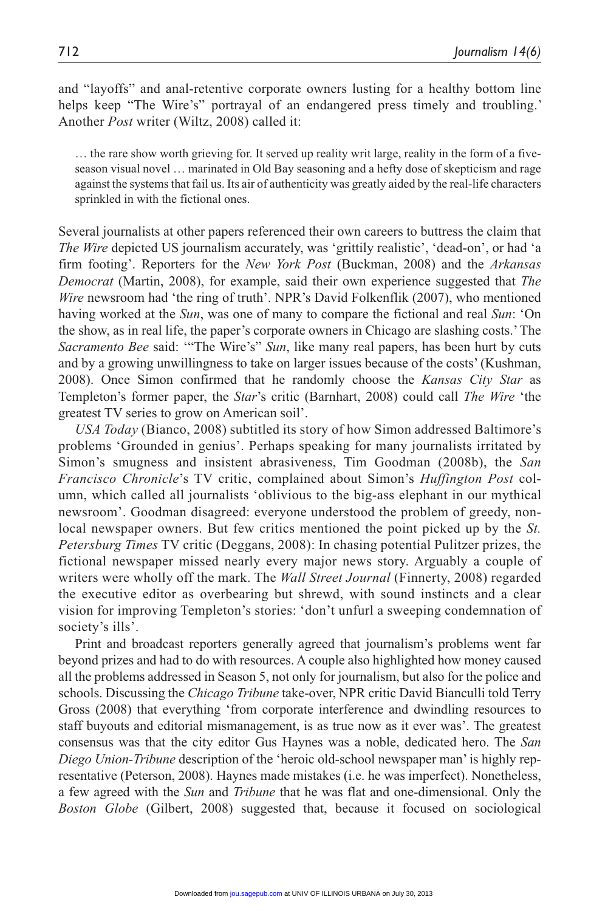and "layoffs" and anal-retentive corporate owners lusting for a healthy bottom line helps keep "The Wire's" portrayal of an endangered press timely and troubling.' Another *Post* writer (Wiltz, 2008) called it:

> … the rare show worth grieving for. It served up reality writ large, reality in the form of a five-season visual novel … marinated in Old Bay seasoning and a hefty dose of skepticism and rage against the systems that fail us. Its air of authenticity was greatly aided by the real-life characters sprinkled in with the fictional ones.

Several journalists at other papers referenced their own careers to buttress the claim that *The Wire* depicted US journalism accurately, was 'grittily realistic', 'dead-on', or had 'a firm footing'. Reporters for the *New York Post* (Buckman, 2008) and the *Arkansas Democrat* (Martin, 2008), for example, said their own experience suggested that *The Wire* newsroom had 'the ring of truth'. NPR's David Folkenflik (2007), who mentioned having worked at the *Sun*, was one of many to compare the fictional and real *Sun*: 'On the show, as in real life, the paper's corporate owners in Chicago are slashing costs.' The *Sacramento Bee* said: '"The Wire's" *Sun*, like many real papers, has been hurt by cuts and by a growing unwillingness to take on larger issues because of the costs' (Kushman, 2008). Once Simon confirmed that he randomly choose the *Kansas City Star* as Templeton's former paper, the *Star*'s critic (Barnhart, 2008) could call *The Wire* 'the greatest TV series to grow on American soil'.

*USA Today* (Bianco, 2008) subtitled its story of how Simon addressed Baltimore's problems 'Grounded in genius'. Perhaps speaking for many journalists irritated by Simon's smugness and insistent abrasiveness, Tim Goodman (2008b), the *San Francisco Chronicle*'s TV critic, complained about Simon's *Huffington Post* column, which called all journalists 'oblivious to the big-ass elephant in our mythical newsroom'. Goodman disagreed: everyone understood the problem of greedy, non-local newspaper owners. But few critics mentioned the point picked up by the *St. Petersburg Times* TV critic (Deggans, 2008): In chasing potential Pulitzer prizes, the fictional newspaper missed nearly every major news story. Arguably a couple of writers were wholly off the mark. The *Wall Street Journal* (Finnerty, 2008) regarded the executive editor as overbearing but shrewd, with sound instincts and a clear vision for improving Templeton's stories: 'don't unfurl a sweeping condemnation of society's ills'.

Print and broadcast reporters generally agreed that journalism's problems went far beyond prizes and had to do with resources. A couple also highlighted how money caused all the problems addressed in Season 5, not only for journalism, but also for the police and schools. Discussing the *Chicago Tribune* take-over, NPR critic David Bianculli told Terry Gross (2008) that everything 'from corporate interference and dwindling resources to staff buyouts and editorial mismanagement, is as true now as it ever was'. The greatest consensus was that the city editor Gus Haynes was a noble, dedicated hero. The *San Diego Union-Tribune* description of the 'heroic old-school newspaper man' is highly representative (Peterson, 2008). Haynes made mistakes (i.e. he was imperfect). Nonetheless, a few agreed with the *Sun* and *Tribune* that he was flat and one-dimensional. Only the *Boston Globe* (Gilbert, 2008) suggested that, because it focused on sociological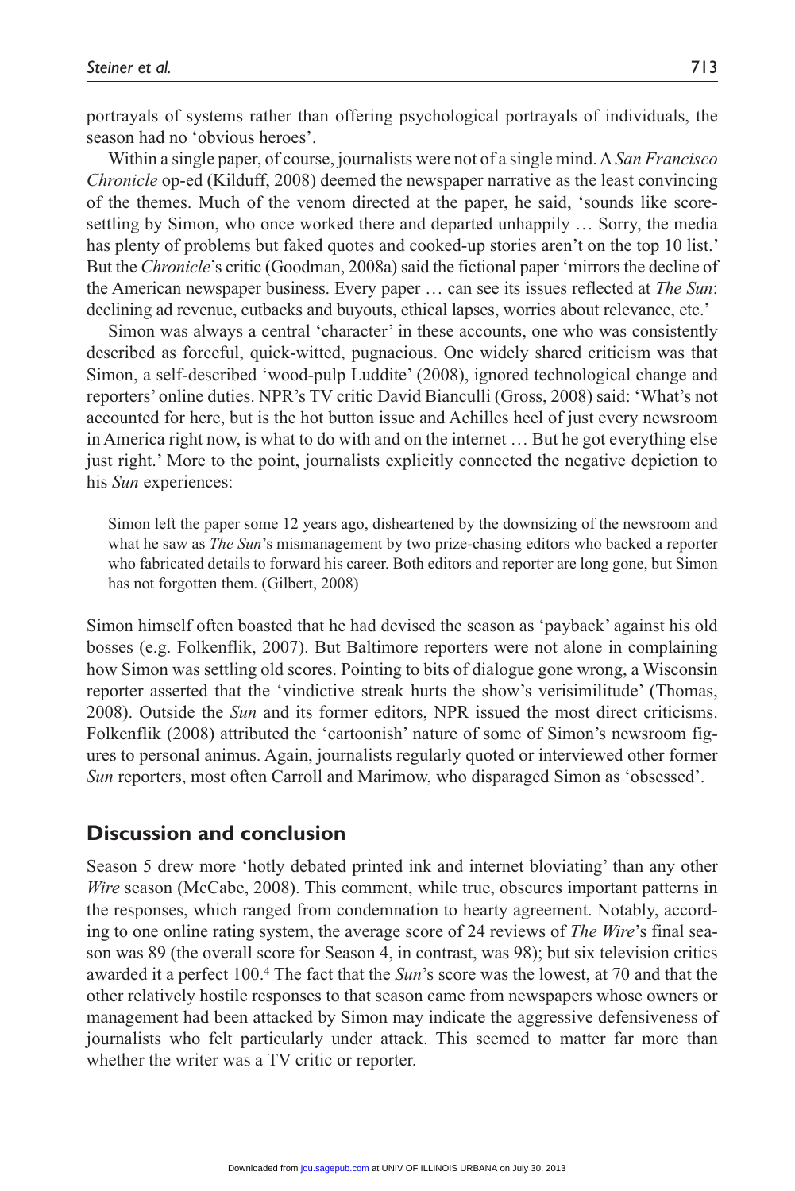portrayals of systems rather than offering psychological portrayals of individuals, the season had no 'obvious heroes'.

Within a single paper, of course, journalists were not of a single mind. A *San Francisco Chronicle* op-ed (Kilduff, 2008) deemed the newspaper narrative as the least convincing of the themes. Much of the venom directed at the paper, he said, 'sounds like score-settling by Simon, who once worked there and departed unhappily … Sorry, the media has plenty of problems but faked quotes and cooked-up stories aren't on the top 10 list.' But the *Chronicle*'s critic (Goodman, 2008a) said the fictional paper 'mirrors the decline of the American newspaper business. Every paper … can see its issues reflected at *The Sun*: declining ad revenue, cutbacks and buyouts, ethical lapses, worries about relevance, etc.'

Simon was always a central 'character' in these accounts, one who was consistently described as forceful, quick-witted, pugnacious. One widely shared criticism was that Simon, a self-described 'wood-pulp Luddite' (2008), ignored technological change and reporters' online duties. NPR's TV critic David Bianculli (Gross, 2008) said: 'What's not accounted for here, but is the hot button issue and Achilles heel of just every newsroom in America right now, is what to do with and on the internet … But he got everything else just right.' More to the point, journalists explicitly connected the negative depiction to his *Sun* experiences:

> Simon left the paper some 12 years ago, disheartened by the downsizing of the newsroom and what he saw as *The Sun*'s mismanagement by two prize-chasing editors who backed a reporter who fabricated details to forward his career. Both editors and reporter are long gone, but Simon has not forgotten them. (Gilbert, 2008)

Simon himself often boasted that he had devised the season as 'payback' against his old bosses (e.g. Folkenflik, 2007). But Baltimore reporters were not alone in complaining how Simon was settling old scores. Pointing to bits of dialogue gone wrong, a Wisconsin reporter asserted that the 'vindictive streak hurts the show's verisimilitude' (Thomas, 2008). Outside the *Sun* and its former editors, NPR issued the most direct criticisms. Folkenflik (2008) attributed the 'cartoonish' nature of some of Simon's newsroom figures to personal animus. Again, journalists regularly quoted or interviewed other former *Sun* reporters, most often Carroll and Marimow, who disparaged Simon as 'obsessed'.

## Discussion and conclusion

Season 5 drew more 'hotly debated printed ink and internet bloviating' than any other *Wire* season (McCabe, 2008). This comment, while true, obscures important patterns in the responses, which ranged from condemnation to hearty agreement. Notably, according to one online rating system, the average score of 24 reviews of *The Wire*'s final season was 89 (the overall score for Season 4, in contrast, was 98); but six television critics awarded it a perfect 100.[4] The fact that the *Sun*'s score was the lowest, at 70 and that the other relatively hostile responses to that season came from newspapers whose owners or management had been attacked by Simon may indicate the aggressive defensiveness of journalists who felt particularly under attack. This seemed to matter far more than whether the writer was a TV critic or reporter.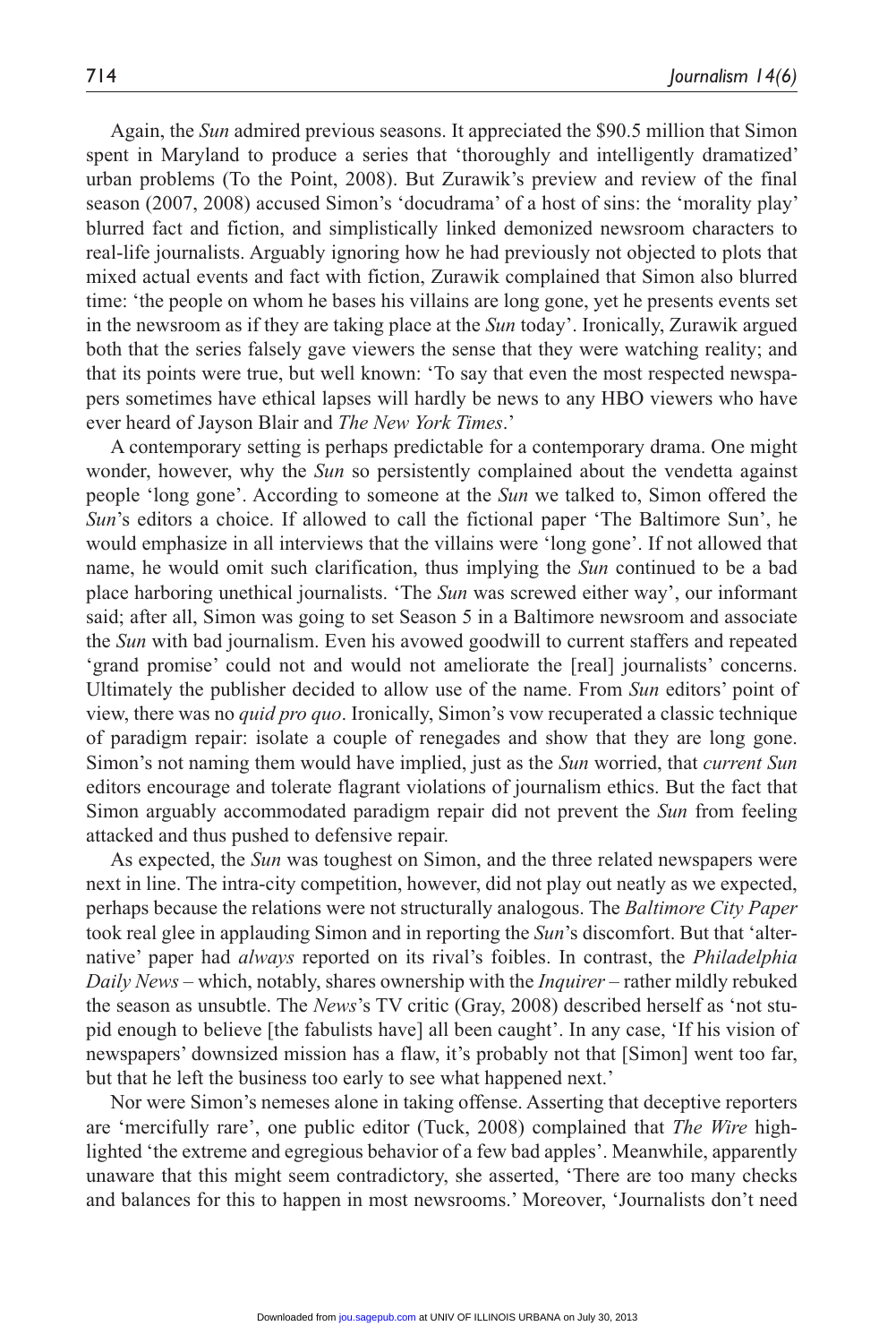Again, the *Sun* admired previous seasons. It appreciated the $90.5 million that Simon spent in Maryland to produce a series that 'thoroughly and intelligently dramatized' urban problems (To the Point, 2008). But Zurawik's preview and review of the final season (2007, 2008) accused Simon's 'docudrama' of a host of sins: the 'morality play' blurred fact and fiction, and simplistically linked demonized newsroom characters to real-life journalists. Arguably ignoring how he had previously not objected to plots that mixed actual events and fact with fiction, Zurawik complained that Simon also blurred time: 'the people on whom he bases his villains are long gone, yet he presents events set in the newsroom as if they are taking place at the *Sun* today'. Ironically, Zurawik argued both that the series falsely gave viewers the sense that they were watching reality; and that its points were true, but well known: 'To say that even the most respected newspapers sometimes have ethical lapses will hardly be news to any HBO viewers who have ever heard of Jayson Blair and *The New York Times*.'

A contemporary setting is perhaps predictable for a contemporary drama. One might wonder, however, why the *Sun* so persistently complained about the vendetta against people 'long gone'. According to someone at the *Sun* we talked to, Simon offered the *Sun*'s editors a choice. If allowed to call the fictional paper 'The Baltimore Sun', he would emphasize in all interviews that the villains were 'long gone'. If not allowed that name, he would omit such clarification, thus implying the *Sun* continued to be a bad place harboring unethical journalists. 'The *Sun* was screwed either way', our informant said; after all, Simon was going to set Season 5 in a Baltimore newsroom and associate the *Sun* with bad journalism. Even his avowed goodwill to current staffers and repeated 'grand promise' could not and would not ameliorate the [real] journalists' concerns. Ultimately the publisher decided to allow use of the name. From *Sun* editors' point of view, there was no *quid pro quo*. Ironically, Simon's vow recuperated a classic technique of paradigm repair: isolate a couple of renegades and show that they are long gone. Simon's not naming them would have implied, just as the *Sun* worried, that *current Sun* editors encourage and tolerate flagrant violations of journalism ethics. But the fact that Simon arguably accommodated paradigm repair did not prevent the *Sun* from feeling attacked and thus pushed to defensive repair.

As expected, the *Sun* was toughest on Simon, and the three related newspapers were next in line. The intra-city competition, however, did not play out neatly as we expected, perhaps because the relations were not structurally analogous. The *Baltimore City Paper* took real glee in applauding Simon and in reporting the *Sun*'s discomfort. But that 'alternative' paper had *always* reported on its rival's foibles. In contrast, the *Philadelphia Daily News* – which, notably, shares ownership with the *Inquirer* – rather mildly rebuked the season as unsubtle. The *News*'s TV critic (Gray, 2008) described herself as 'not stupid enough to believe [the fabulists have] all been caught'. In any case, 'If his vision of newspapers' downsized mission has a flaw, it's probably not that [Simon] went too far, but that he left the business too early to see what happened next.'

Nor were Simon's nemeses alone in taking offense. Asserting that deceptive reporters are 'mercifully rare', one public editor (Tuck, 2008) complained that *The Wire* highlighted 'the extreme and egregious behavior of a few bad apples'. Meanwhile, apparently unaware that this might seem contradictory, she asserted, 'There are too many checks and balances for this to happen in most newsrooms.' Moreover, 'Journalists don't need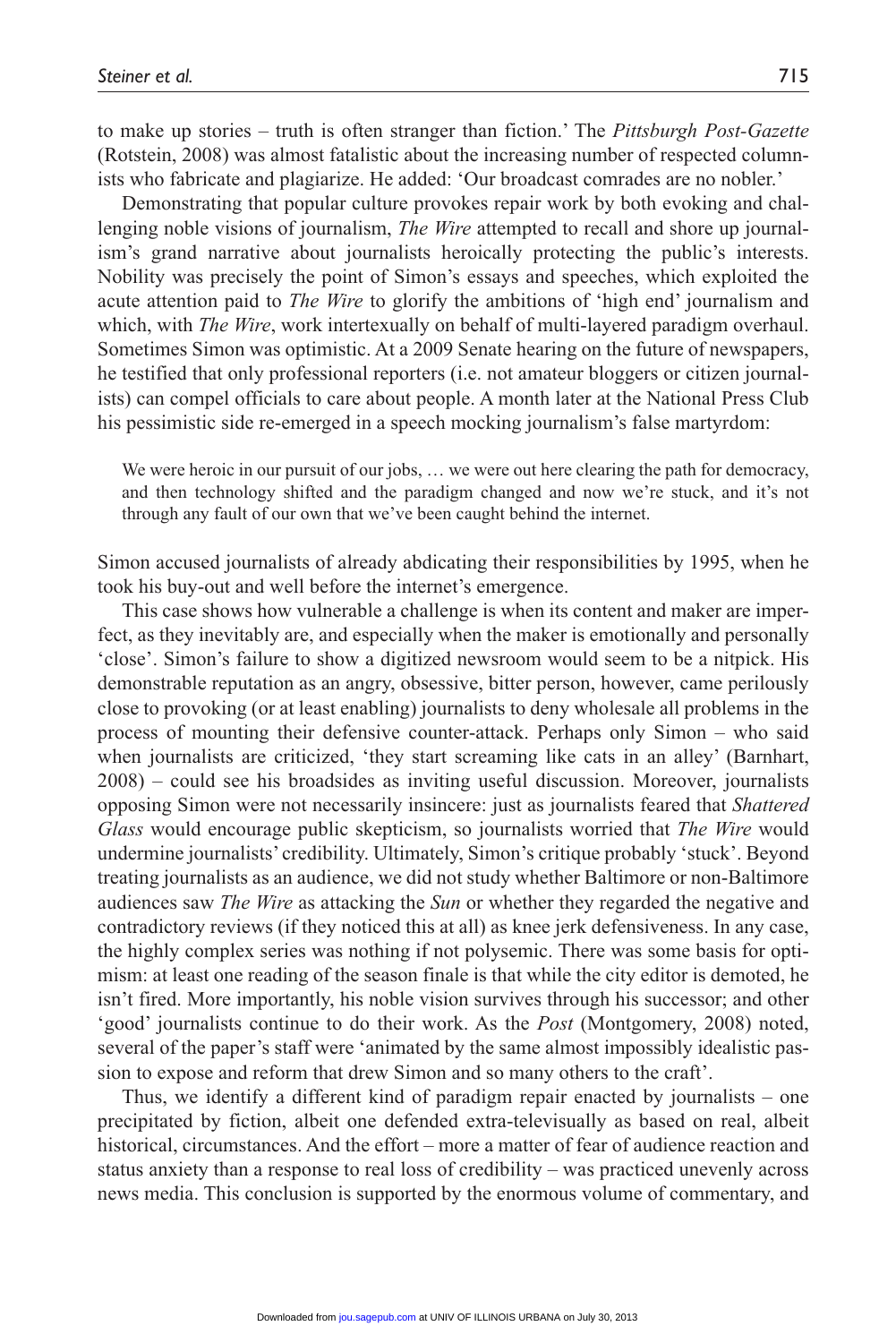to make up stories – truth is often stranger than fiction.' The *Pittsburgh Post-Gazette* (Rotstein, 2008) was almost fatalistic about the increasing number of respected columnists who fabricate and plagiarize. He added: 'Our broadcast comrades are no nobler.'

Demonstrating that popular culture provokes repair work by both evoking and challenging noble visions of journalism, *The Wire* attempted to recall and shore up journalism's grand narrative about journalists heroically protecting the public's interests. Nobility was precisely the point of Simon's essays and speeches, which exploited the acute attention paid to *The Wire* to glorify the ambitions of 'high end' journalism and which, with *The Wire*, work intertexually on behalf of multi-layered paradigm overhaul. Sometimes Simon was optimistic. At a 2009 Senate hearing on the future of newspapers, he testified that only professional reporters (i.e. not amateur bloggers or citizen journalists) can compel officials to care about people. A month later at the National Press Club his pessimistic side re-emerged in a speech mocking journalism's false martyrdom:

> We were heroic in our pursuit of our jobs, … we were out here clearing the path for democracy, and then technology shifted and the paradigm changed and now we're stuck, and it's not through any fault of our own that we've been caught behind the internet.

Simon accused journalists of already abdicating their responsibilities by 1995, when he took his buy-out and well before the internet's emergence.

This case shows how vulnerable a challenge is when its content and maker are imperfect, as they inevitably are, and especially when the maker is emotionally and personally 'close'. Simon's failure to show a digitized newsroom would seem to be a nitpick. His demonstrable reputation as an angry, obsessive, bitter person, however, came perilously close to provoking (or at least enabling) journalists to deny wholesale all problems in the process of mounting their defensive counter-attack. Perhaps only Simon – who said when journalists are criticized, 'they start screaming like cats in an alley' (Barnhart, 2008) – could see his broadsides as inviting useful discussion. Moreover, journalists opposing Simon were not necessarily insincere: just as journalists feared that *Shattered Glass* would encourage public skepticism, so journalists worried that *The Wire* would undermine journalists' credibility. Ultimately, Simon's critique probably 'stuck'. Beyond treating journalists as an audience, we did not study whether Baltimore or non-Baltimore audiences saw *The Wire* as attacking the *Sun* or whether they regarded the negative and contradictory reviews (if they noticed this at all) as knee jerk defensiveness. In any case, the highly complex series was nothing if not polysemic. There was some basis for optimism: at least one reading of the season finale is that while the city editor is demoted, he isn't fired. More importantly, his noble vision survives through his successor; and other 'good' journalists continue to do their work. As the *Post* (Montgomery, 2008) noted, several of the paper's staff were 'animated by the same almost impossibly idealistic passion to expose and reform that drew Simon and so many others to the craft'.

Thus, we identify a different kind of paradigm repair enacted by journalists – one precipitated by fiction, albeit one defended extra-televisually as based on real, albeit historical, circumstances. And the effort – more a matter of fear of audience reaction and status anxiety than a response to real loss of credibility – was practiced unevenly across news media. This conclusion is supported by the enormous volume of commentary, and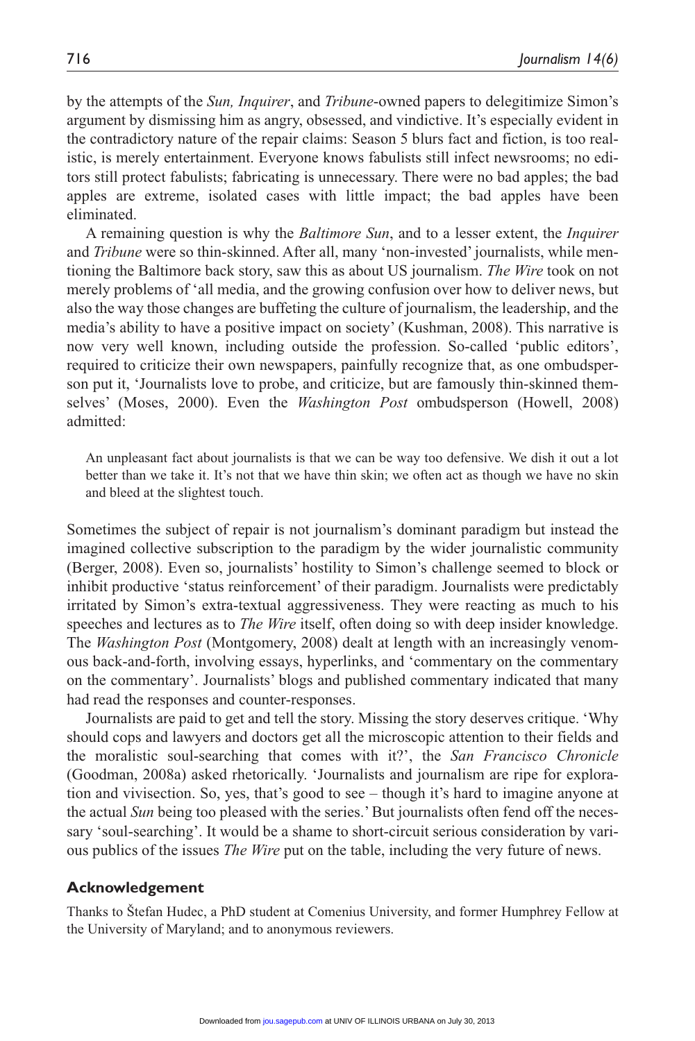by the attempts of the *Sun, Inquirer*, and *Tribune*-owned papers to delegitimize Simon's argument by dismissing him as angry, obsessed, and vindictive. It's especially evident in the contradictory nature of the repair claims: Season 5 blurs fact and fiction, is too realistic, is merely entertainment. Everyone knows fabulists still infect newsrooms; no editors still protect fabulists; fabricating is unnecessary. There were no bad apples; the bad apples are extreme, isolated cases with little impact; the bad apples have been eliminated.

A remaining question is why the *Baltimore Sun*, and to a lesser extent, the *Inquirer* and *Tribune* were so thin-skinned. After all, many 'non-invested' journalists, while mentioning the Baltimore back story, saw this as about US journalism. *The Wire* took on not merely problems of 'all media, and the growing confusion over how to deliver news, but also the way those changes are buffeting the culture of journalism, the leadership, and the media's ability to have a positive impact on society' (Kushman, 2008). This narrative is now very well known, including outside the profession. So-called 'public editors', required to criticize their own newspapers, painfully recognize that, as one ombudsperson put it, 'Journalists love to probe, and criticize, but are famously thin-skinned themselves' (Moses, 2000). Even the *Washington Post* ombudsperson (Howell, 2008) admitted:

> An unpleasant fact about journalists is that we can be way too defensive. We dish it out a lot better than we take it. It's not that we have thin skin; we often act as though we have no skin and bleed at the slightest touch.

Sometimes the subject of repair is not journalism's dominant paradigm but instead the imagined collective subscription to the paradigm by the wider journalistic community (Berger, 2008). Even so, journalists' hostility to Simon's challenge seemed to block or inhibit productive 'status reinforcement' of their paradigm. Journalists were predictably irritated by Simon's extra-textual aggressiveness. They were reacting as much to his speeches and lectures as to *The Wire* itself, often doing so with deep insider knowledge. The *Washington Post* (Montgomery, 2008) dealt at length with an increasingly venomous back-and-forth, involving essays, hyperlinks, and 'commentary on the commentary on the commentary'. Journalists' blogs and published commentary indicated that many had read the responses and counter-responses.

Journalists are paid to get and tell the story. Missing the story deserves critique. 'Why should cops and lawyers and doctors get all the microscopic attention to their fields and the moralistic soul-searching that comes with it?', the *San Francisco Chronicle* (Goodman, 2008a) asked rhetorically. 'Journalists and journalism are ripe for exploration and vivisection. So, yes, that's good to see – though it's hard to imagine anyone at the actual *Sun* being too pleased with the series.' But journalists often fend off the necessary 'soul-searching'. It would be a shame to short-circuit serious consideration by various publics of the issues *The Wire* put on the table, including the very future of news.

## Acknowledgement

Thanks to Štefan Hudec, a PhD student at Comenius University, and former Humphrey Fellow at the University of Maryland; and to anonymous reviewers.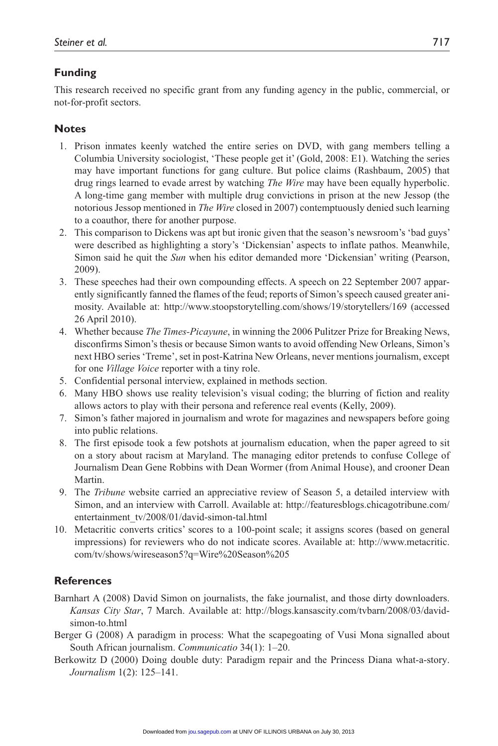## Funding

This research received no specific grant from any funding agency in the public, commercial, or not-for-profit sectors.

## Notes

1. Prison inmates keenly watched the entire series on DVD, with gang members telling a Columbia University sociologist, 'These people get it' (Gold, 2008: E1). Watching the series may have important functions for gang culture. But police claims (Rashbaum, 2005) that drug rings learned to evade arrest by watching *The Wire* may have been equally hyperbolic. A long-time gang member with multiple drug convictions in prison at the new Jessop (the notorious Jessop mentioned in *The Wire* closed in 2007) contemptuously denied such learning to a coauthor, there for another purpose.
2. This comparison to Dickens was apt but ironic given that the season's newsroom's 'bad guys' were described as highlighting a story's 'Dickensian' aspects to inflate pathos. Meanwhile, Simon said he quit the *Sun* when his editor demanded more 'Dickensian' writing (Pearson, 2009).
3. These speeches had their own compounding effects. A speech on 22 September 2007 apparently significantly fanned the flames of the feud; reports of Simon's speech caused greater animosity. Available at: http://www.stoopstorytelling.com/shows/19/storytellers/169 (accessed 26 April 2010).
4. Whether because *The Times-Picayune*, in winning the 2006 Pulitzer Prize for Breaking News, disconfirms Simon's thesis or because Simon wants to avoid offending New Orleans, Simon's next HBO series 'Treme', set in post-Katrina New Orleans, never mentions journalism, except for one *Village Voice* reporter with a tiny role.
5. Confidential personal interview, explained in methods section.
6. Many HBO shows use reality television's visual coding; the blurring of fiction and reality allows actors to play with their persona and reference real events (Kelly, 2009).
7. Simon's father majored in journalism and wrote for magazines and newspapers before going into public relations.
8. The first episode took a few potshots at journalism education, when the paper agreed to sit on a story about racism at Maryland. The managing editor pretends to confuse College of Journalism Dean Gene Robbins with Dean Wormer (from Animal House), and crooner Dean Martin.
9. The *Tribune* website carried an appreciative review of Season 5, a detailed interview with Simon, and an interview with Carroll. Available at: http://featuresblogs.chicagotribune.com/entertainment_tv/2008/01/david-simon-tal.html
10. Metacritic converts critics' scores to a 100-point scale; it assigns scores (based on general impressions) for reviewers who do not indicate scores. Available at: http://www.metacritic.com/tv/shows/wireseason5?q=Wire%20Season%205

## References

Barnhart A (2008) David Simon on journalists, the fake journalist, and those dirty downloaders. *Kansas City Star*, 7 March. Available at: http://blogs.kansascity.com/tvbarn/2008/03/david-simon-to.html

Berger G (2008) A paradigm in process: What the scapegoating of Vusi Mona signalled about South African journalism. *Communicatio* 34(1): 1–20.

Berkowitz D (2000) Doing double duty: Paradigm repair and the Princess Diana what-a-story. *Journalism* 1(2): 125–141.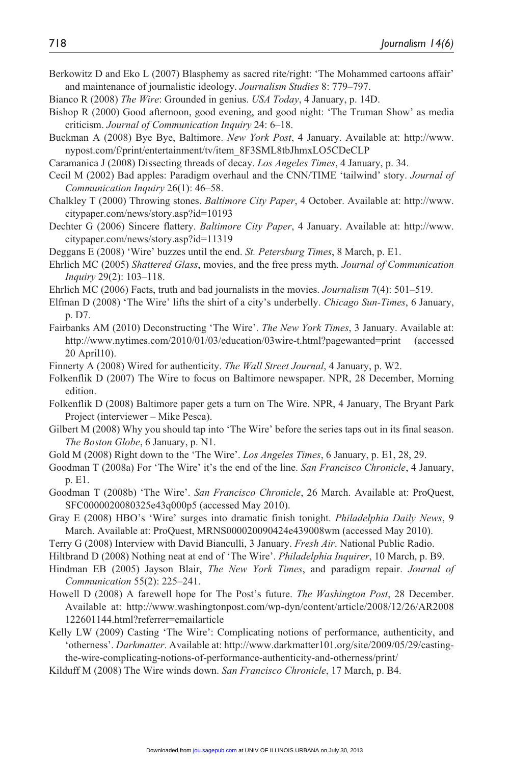Berkowitz D and Eko L (2007) Blasphemy as sacred rite/right: 'The Mohammed cartoons affair' and maintenance of journalistic ideology. *Journalism Studies* 8: 779–797.

Bianco R (2008) *The Wire*: Grounded in genius. *USA Today*, 4 January, p. 14D.

Bishop R (2000) Good afternoon, good evening, and good night: 'The Truman Show' as media criticism. *Journal of Communication Inquiry* 24: 6–18.

Buckman A (2008) Bye Bye, Baltimore. *New York Post*, 4 January. Available at: http://www.nypost.com/f/print/entertainment/tv/item_8F3SML8tbJhmxLO5CDeCLP

Caramanica J (2008) Dissecting threads of decay. *Los Angeles Times*, 4 January, p. 34.

Cecil M (2002) Bad apples: Paradigm overhaul and the CNN/TIME 'tailwind' story. *Journal of Communication Inquiry* 26(1): 46–58.

Chalkley T (2000) Throwing stones. *Baltimore City Paper*, 4 October. Available at: http://www.citypaper.com/news/story.asp?id=10193

Dechter G (2006) Sincere flattery. *Baltimore City Paper*, 4 January. Available at: http://www.citypaper.com/news/story.asp?id=11319

Deggans E (2008) 'Wire' buzzes until the end. *St. Petersburg Times*, 8 March, p. E1.

Ehrlich MC (2005) *Shattered Glass*, movies, and the free press myth. *Journal of Communication Inquiry* 29(2): 103–118.

Ehrlich MC (2006) Facts, truth and bad journalists in the movies. *Journalism* 7(4): 501–519.

Elfman D (2008) 'The Wire' lifts the shirt of a city's underbelly. *Chicago Sun-Times*, 6 January, p. D7.

Fairbanks AM (2010) Deconstructing 'The Wire'. *The New York Times*, 3 January. Available at: http://www.nytimes.com/2010/01/03/education/03wire-t.html?pagewanted=print (accessed 20 April10).

Finnerty A (2008) Wired for authenticity. *The Wall Street Journal*, 4 January, p. W2.

Folkenflik D (2007) The Wire to focus on Baltimore newspaper. NPR, 28 December, Morning edition.

Folkenflik D (2008) Baltimore paper gets a turn on The Wire. NPR, 4 January, The Bryant Park Project (interviewer – Mike Pesca).

Gilbert M (2008) Why you should tap into 'The Wire' before the series taps out in its final season. *The Boston Globe*, 6 January, p. N1.

Gold M (2008) Right down to the 'The Wire'. *Los Angeles Times*, 6 January, p. E1, 28, 29.

Goodman T (2008a) For 'The Wire' it's the end of the line. *San Francisco Chronicle*, 4 January, p. E1.

Goodman T (2008b) 'The Wire'. *San Francisco Chronicle*, 26 March. Available at: ProQuest, SFC0000020080325e43q000p5 (accessed May 2010).

Gray E (2008) HBO's 'Wire' surges into dramatic finish tonight. *Philadelphia Daily News*, 9 March. Available at: ProQuest, MRNS000020090424e439008wm (accessed May 2010).

Terry G (2008) Interview with David Bianculli, 3 January. *Fresh Air*. National Public Radio.

Hiltbrand D (2008) Nothing neat at end of 'The Wire'. *Philadelphia Inquirer*, 10 March, p. B9.

Hindman EB (2005) Jayson Blair, *The New York Times*, and paradigm repair. *Journal of Communication* 55(2): 225–241.

Howell D (2008) A farewell hope for The Post's future. *The Washington Post*, 28 December. Available at: http://www.washingtonpost.com/wp-dyn/content/article/2008/12/26/AR2008122601144.html?referrer=emailarticle

Kelly LW (2009) Casting 'The Wire': Complicating notions of performance, authenticity, and 'otherness'. *Darkmatter*. Available at: http://www.darkmatter101.org/site/2009/05/29/casting-the-wire-complicating-notions-of-performance-authenticity-and-otherness/print/

Kilduff M (2008) The Wire winds down. *San Francisco Chronicle*, 17 March, p. B4.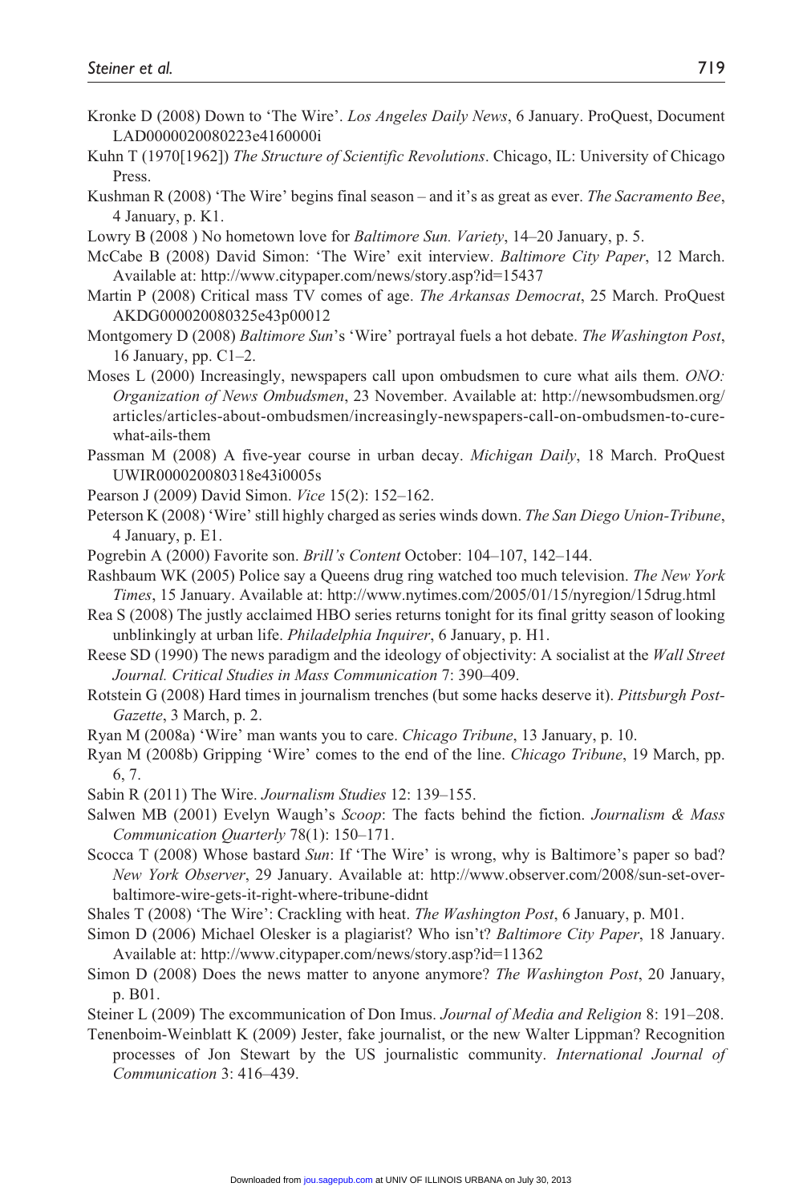Kronke D (2008) Down to 'The Wire'. *Los Angeles Daily News*, 6 January. ProQuest, Document LAD0000020080223e4160000i

Kuhn T (1970[1962]) *The Structure of Scientific Revolutions*. Chicago, IL: University of Chicago Press.

Kushman R (2008) 'The Wire' begins final season – and it's as great as ever. *The Sacramento Bee*, 4 January, p. K1.

Lowry B (2008 ) No hometown love for *Baltimore Sun. Variety*, 14–20 January, p. 5.

McCabe B (2008) David Simon: 'The Wire' exit interview. *Baltimore City Paper*, 12 March. Available at: http://www.citypaper.com/news/story.asp?id=15437

Martin P (2008) Critical mass TV comes of age. *The Arkansas Democrat*, 25 March. ProQuest AKDG000020080325e43p00012

Montgomery D (2008) *Baltimore Sun*'s 'Wire' portrayal fuels a hot debate. *The Washington Post*, 16 January, pp. C1–2.

Moses L (2000) Increasingly, newspapers call upon ombudsmen to cure what ails them. *ONO: Organization of News Ombudsmen*, 23 November. Available at: http://newsombudsmen.org/articles/articles-about-ombudsmen/increasingly-newspapers-call-on-ombudsmen-to-cure-what-ails-them

Passman M (2008) A five-year course in urban decay. *Michigan Daily*, 18 March. ProQuest UWIR000020080318e43i0005s

Pearson J (2009) David Simon. *Vice* 15(2): 152–162.

Peterson K (2008) 'Wire' still highly charged as series winds down. *The San Diego Union-Tribune*, 4 January, p. E1.

Pogrebin A (2000) Favorite son. *Brill's Content* October: 104–107, 142–144.

Rashbaum WK (2005) Police say a Queens drug ring watched too much television. *The New York Times*, 15 January. Available at: http://www.nytimes.com/2005/01/15/nyregion/15drug.html

Rea S (2008) The justly acclaimed HBO series returns tonight for its final gritty season of looking unblinkingly at urban life. *Philadelphia Inquirer*, 6 January, p. H1.

Reese SD (1990) The news paradigm and the ideology of objectivity: A socialist at the *Wall Street Journal. Critical Studies in Mass Communication* 7: 390–409.

Rotstein G (2008) Hard times in journalism trenches (but some hacks deserve it). *Pittsburgh Post-Gazette*, 3 March, p. 2.

Ryan M (2008a) 'Wire' man wants you to care. *Chicago Tribune*, 13 January, p. 10.

Ryan M (2008b) Gripping 'Wire' comes to the end of the line. *Chicago Tribune*, 19 March, pp. 6, 7.

Sabin R (2011) The Wire. *Journalism Studies* 12: 139–155.

Salwen MB (2001) Evelyn Waugh's *Scoop*: The facts behind the fiction. *Journalism & Mass Communication Quarterly* 78(1): 150–171.

Scocca T (2008) Whose bastard *Sun*: If 'The Wire' is wrong, why is Baltimore's paper so bad? *New York Observer*, 29 January. Available at: http://www.observer.com/2008/sun-set-over-baltimore-wire-gets-it-right-where-tribune-didnt

Shales T (2008) 'The Wire': Crackling with heat. *The Washington Post*, 6 January, p. M01.

Simon D (2006) Michael Olesker is a plagiarist? Who isn't? *Baltimore City Paper*, 18 January. Available at: http://www.citypaper.com/news/story.asp?id=11362

Simon D (2008) Does the news matter to anyone anymore? *The Washington Post*, 20 January, p. B01.

Steiner L (2009) The excommunication of Don Imus. *Journal of Media and Religion* 8: 191–208.

Tenenboim-Weinblatt K (2009) Jester, fake journalist, or the new Walter Lippman? Recognition processes of Jon Stewart by the US journalistic community. *International Journal of Communication* 3: 416–439.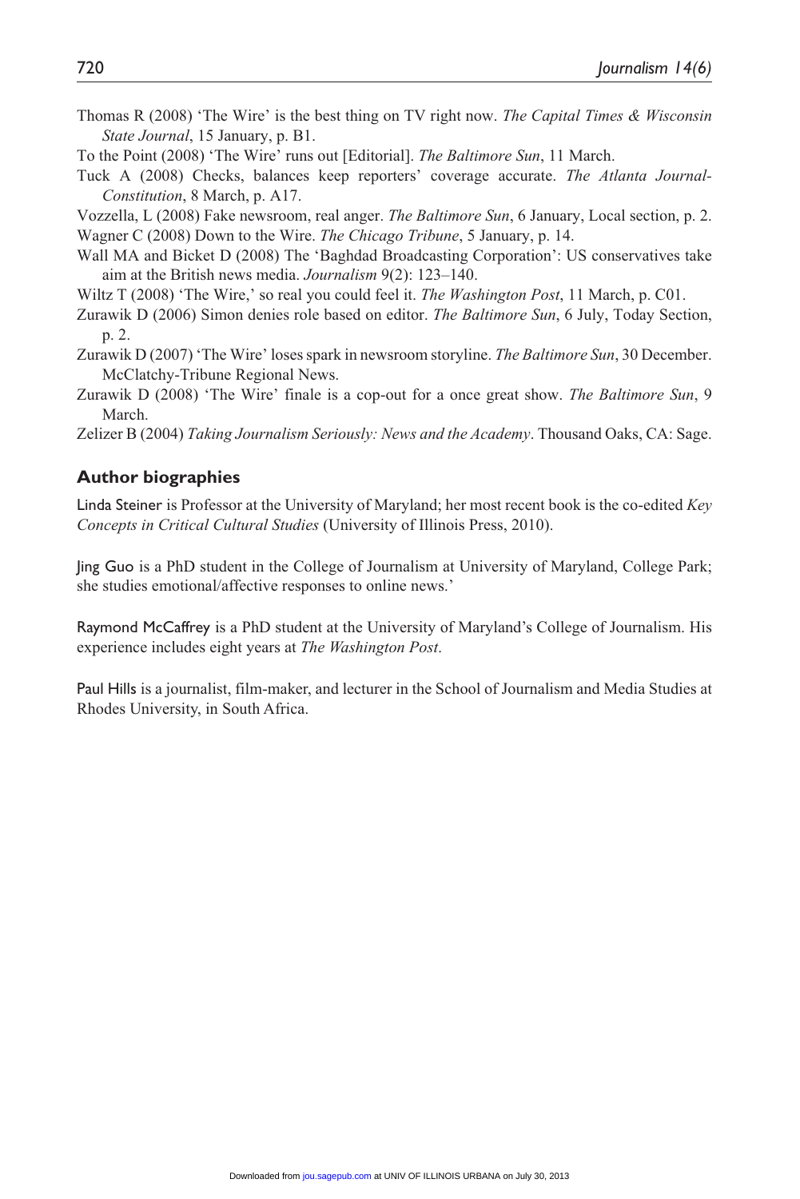Thomas R (2008) 'The Wire' is the best thing on TV right now. *The Capital Times & Wisconsin State Journal*, 15 January, p. B1.

To the Point (2008) 'The Wire' runs out [Editorial]. *The Baltimore Sun*, 11 March.

Tuck A (2008) Checks, balances keep reporters' coverage accurate. *The Atlanta Journal-Constitution*, 8 March, p. A17.

Vozzella, L (2008) Fake newsroom, real anger. *The Baltimore Sun*, 6 January, Local section, p. 2.

Wagner C (2008) Down to the Wire. *The Chicago Tribune*, 5 January, p. 14.

Wall MA and Bicket D (2008) The 'Baghdad Broadcasting Corporation': US conservatives take aim at the British news media. *Journalism* 9(2): 123–140.

Wiltz T (2008) 'The Wire,' so real you could feel it. *The Washington Post*, 11 March, p. C01.

Zurawik D (2006) Simon denies role based on editor. *The Baltimore Sun*, 6 July, Today Section, p. 2.

Zurawik D (2007) 'The Wire' loses spark in newsroom storyline. *The Baltimore Sun*, 30 December. McClatchy-Tribune Regional News.

Zurawik D (2008) 'The Wire' finale is a cop-out for a once great show. *The Baltimore Sun*, 9 March.

Zelizer B (2004) *Taking Journalism Seriously: News and the Academy*. Thousand Oaks, CA: Sage.

## Author biographies

Linda Steiner is Professor at the University of Maryland; her most recent book is the co-edited *Key Concepts in Critical Cultural Studies* (University of Illinois Press, 2010).

Jing Guo is a PhD student in the College of Journalism at University of Maryland, College Park; she studies emotional/affective responses to online news.'

Raymond McCaffrey is a PhD student at the University of Maryland's College of Journalism. His experience includes eight years at *The Washington Post*.

Paul Hills is a journalist, film-maker, and lecturer in the School of Journalism and Media Studies at Rhodes University, in South Africa.